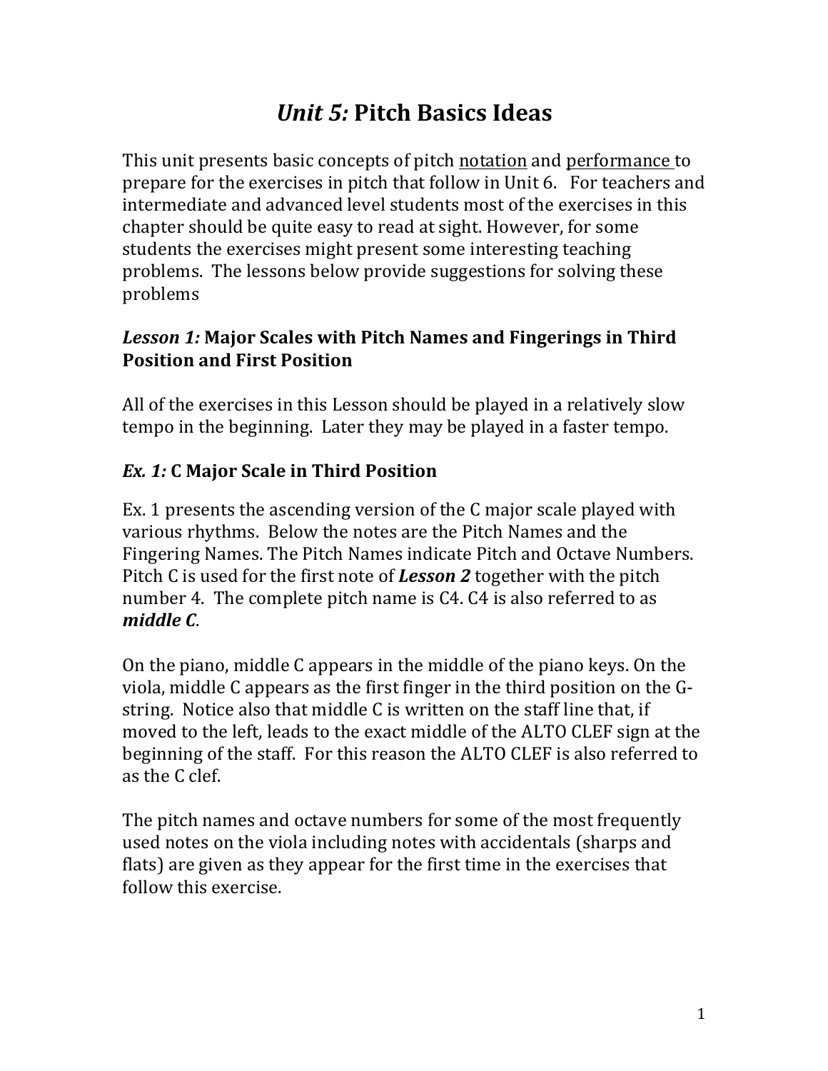# *Unit 5:* Pitch Basics Ideas

This unit presents basic concepts of pitch <u>notation</u> and <u>performance</u> to prepare for the exercises in pitch that follow in Unit 6. For teachers and intermediate and advanced level students most of the exercises in this chapter should be quite easy to read at sight. However, for some students the exercises might present some interesting teaching problems. The lessons below provide suggestions for solving these problems

### *Lesson 1:* Major Scales with Pitch Names and Fingerings in Third Position and First Position

All of the exercises in this Lesson should be played in a relatively slow tempo in the beginning. Later they may be played in a faster tempo.

### *Ex. 1:* C Major Scale in Third Position

Ex. 1 presents the ascending version of the C major scale played with various rhythms. Below the notes are the Pitch Names and the Fingering Names. The Pitch Names indicate Pitch and Octave Numbers. Pitch C is used for the first note of ***Lesson 2*** together with the pitch number 4. The complete pitch name is C4. C4 is also referred to as ***middle C***.

On the piano, middle C appears in the middle of the piano keys. On the viola, middle C appears as the first finger in the third position on the G-string. Notice also that middle C is written on the staff line that, if moved to the left, leads to the exact middle of the ALTO CLEF sign at the beginning of the staff. For this reason the ALTO CLEF is also referred to as the C clef.

The pitch names and octave numbers for some of the most frequently used notes on the viola including notes with accidentals (sharps and flats) are given as they appear for the first time in the exercises that follow this exercise.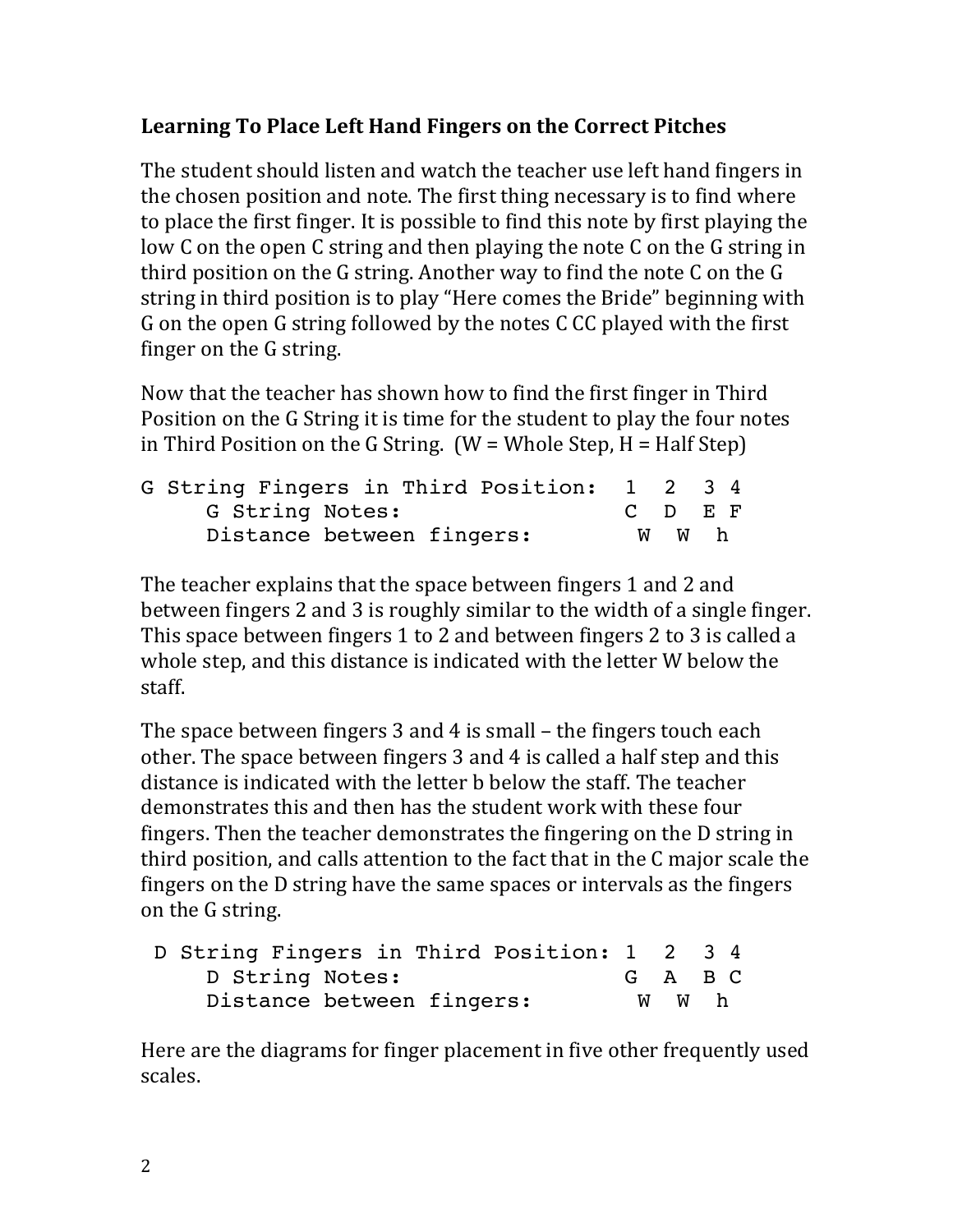## Learning To Place Left Hand Fingers on the Correct Pitches

The student should listen and watch the teacher use left hand fingers in the chosen position and note. The first thing necessary is to find where to place the first finger. It is possible to find this note by first playing the low C on the open C string and then playing the note C on the G string in third position on the G string. Another way to find the note C on the G string in third position is to play "Here comes the Bride" beginning with G on the open G string followed by the notes C CC played with the first finger on the G string.

Now that the teacher has shown how to find the first finger in Third Position on the G String it is time for the student to play the four notes in Third Position on the G String. (W = Whole Step, H = Half Step)

```
G String Fingers in Third Position:  1  2  3 4
     G String Notes:                 C  D  E F
     Distance between fingers:        W  W  h
```

The teacher explains that the space between fingers 1 and 2 and between fingers 2 and 3 is roughly similar to the width of a single finger. This space between fingers 1 to 2 and between fingers 2 to 3 is called a whole step, and this distance is indicated with the letter W below the staff.

The space between fingers 3 and 4 is small – the fingers touch each other. The space between fingers 3 and 4 is called a half step and this distance is indicated with the letter b below the staff. The teacher demonstrates this and then has the student work with these four fingers. Then the teacher demonstrates the fingering on the D string in third position, and calls attention to the fact that in the C major scale the fingers on the D string have the same spaces or intervals as the fingers on the G string.

```
 D String Fingers in Third Position: 1  2  3 4
     D String Notes:                 G  A  B C
     Distance between fingers:        W  W  h
```

Here are the diagrams for finger placement in five other frequently used scales.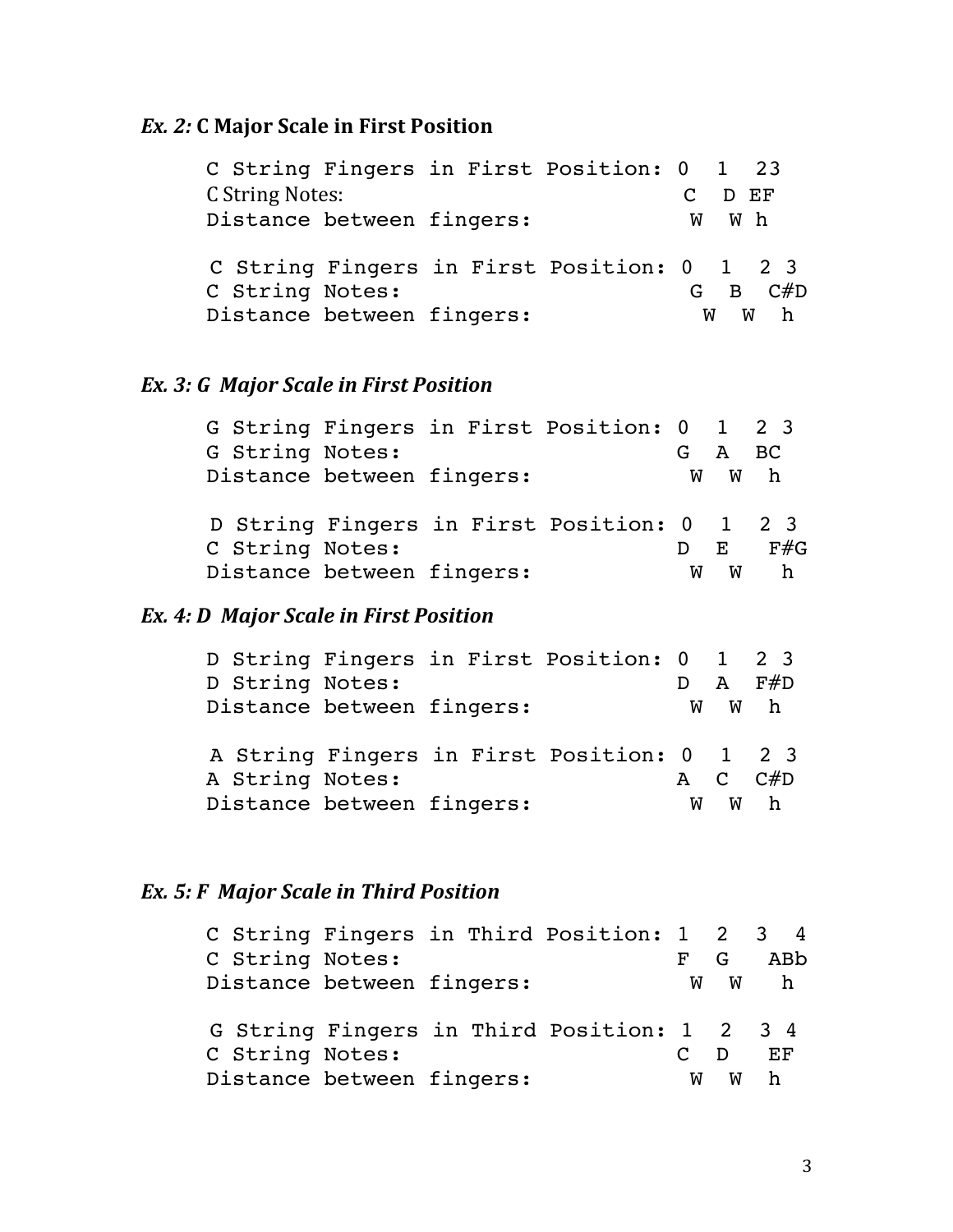### *Ex. 2:* C Major Scale in First Position

```
C String Fingers in First Position: 0  1  23
C String Notes:                      C  D EF
Distance between fingers:             W  W h

 C String Fingers in First Position: 0  1  2 3
C String Notes:                       G  B  C#D
Distance between fingers:               W  W  h
```

### *Ex. 3: G Major Scale in First Position*

```
G String Fingers in First Position: 0  1  2 3
G String Notes:                     G  A  BC
Distance between fingers:             W  W  h

 D String Fingers in First Position: 0  1  2 3
C String Notes:                     D  E   F#G
Distance between fingers:             W  W   h
```

### *Ex. 4: D Major Scale in First Position*

```
D String Fingers in First Position: 0  1  2 3
D String Notes:                     D  A  F#D
Distance between fingers:             W  W  h

 A String Fingers in First Position: 0  1  2 3
A String Notes:                     A  C  C#D
Distance between fingers:             W  W  h
```

### *Ex. 5: F Major Scale in Third Position*

```
C String Fingers in Third Position: 1  2  3  4
C String Notes:                     F  G   ABb
Distance between fingers:             W  W   h

 G String Fingers in Third Position: 1  2  3 4
C String Notes:                     C  D   EF
Distance between fingers:             W  W  h
```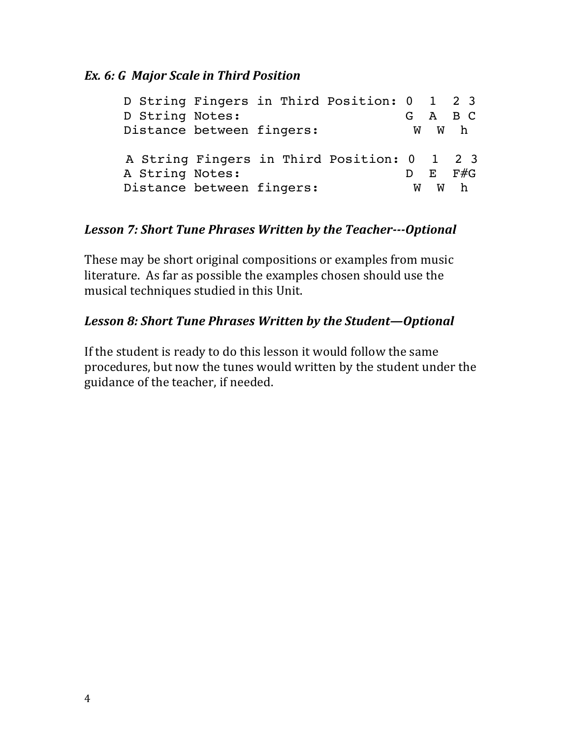*Ex. 6: G  Major Scale in Third Position*

```
D String Fingers in Third Position: 0   1   2 3
D String Notes:                     G   A   B C
Distance between fingers:             W   W   h

A String Fingers in Third Position: 0   1   2 3
A String Notes:                     D   E   F#G
Distance between fingers:             W   W   h
```

### *Lesson 7: Short Tune Phrases Written by the Teacher---Optional*

These may be short original compositions or examples from music literature.  As far as possible the examples chosen should use the musical techniques studied in this Unit.

### *Lesson 8: Short Tune Phrases Written by the Student—Optional*

If the student is ready to do this lesson it would follow the same procedures, but now the tunes would written by the student under the guidance of the teacher, if needed.